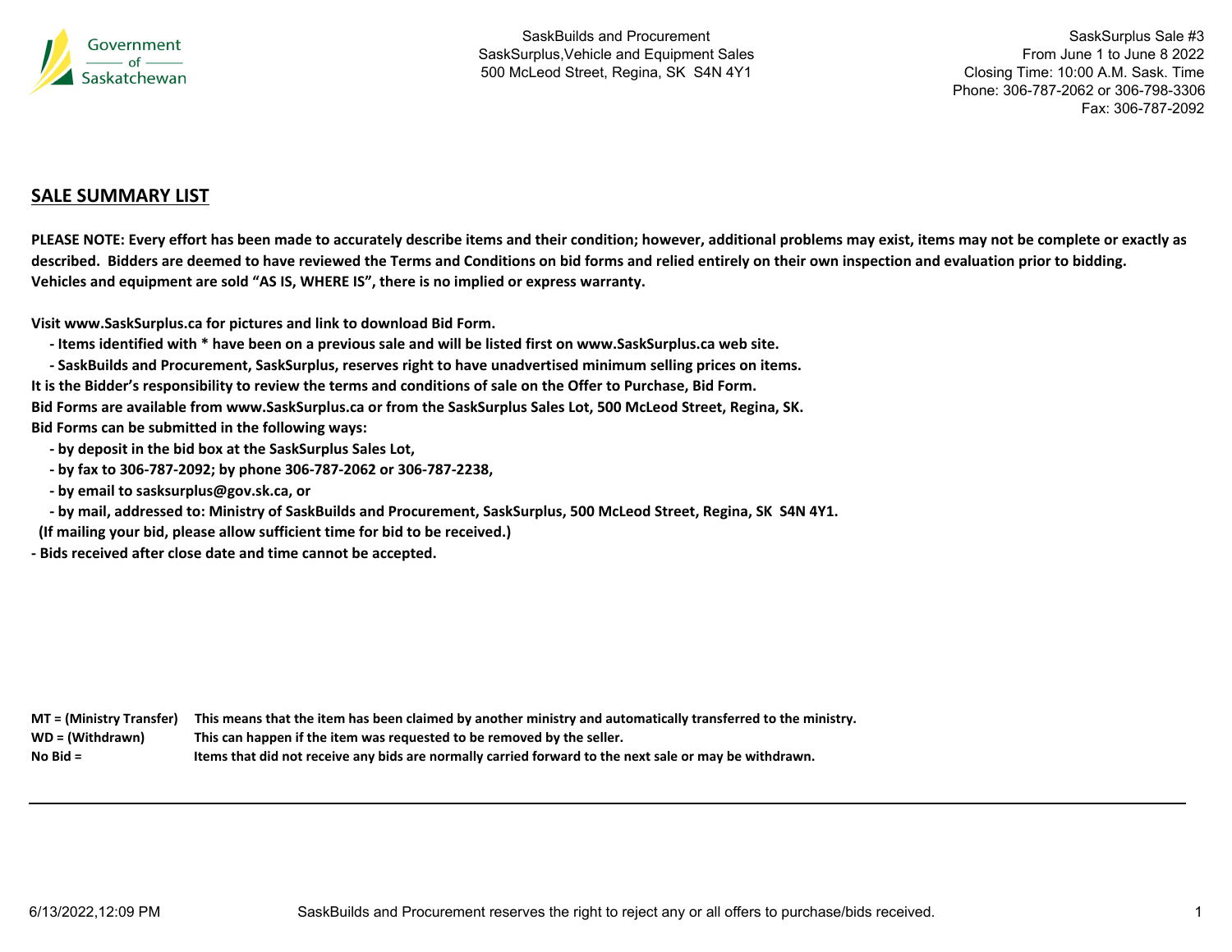Government of Saskatchewan

SaskBuilds and Procurement
SaskSurplus,Vehicle and Equipment Sales
500 McLeod Street, Regina, SK  S4N 4Y1

SaskSurplus Sale #3
From June 1 to June 8 2022
Closing Time: 10:00 A.M. Sask. Time
Phone: 306-787-2062 or 306-798-3306
Fax: 306-787-2092

## SALE SUMMARY LIST

**PLEASE NOTE: Every effort has been made to accurately describe items and their condition; however, additional problems may exist, items may not be complete or exactly as described. Bidders are deemed to have reviewed the Terms and Conditions on bid forms and relied entirely on their own inspection and evaluation prior to bidding. Vehicles and equipment are sold "AS IS, WHERE IS", there is no implied or express warranty.**

**Visit www.SaskSurplus.ca for pictures and link to download Bid Form.**

- **Items identified with * have been on a previous sale and will be listed first on www.SaskSurplus.ca web site.**
- **SaskBuilds and Procurement, SaskSurplus, reserves right to have unadvertised minimum selling prices on items.**

**It is the Bidder's responsibility to review the terms and conditions of sale on the Offer to Purchase, Bid Form.**
**Bid Forms are available from www.SaskSurplus.ca or from the SaskSurplus Sales Lot, 500 McLeod Street, Regina, SK.**
**Bid Forms can be submitted in the following ways:**

- **by deposit in the bid box at the SaskSurplus Sales Lot,**
- **by fax to 306-787-2092; by phone 306-787-2062 or 306-787-2238,**
- **by email to sasksurplus@gov.sk.ca, or**
- **by mail, addressed to: Ministry of SaskBuilds and Procurement, SaskSurplus, 500 McLeod Street, Regina, SK  S4N 4Y1.**

**(If mailing your bid, please allow sufficient time for bid to be received.)**

**- Bids received after close date and time cannot be accepted.**

| | |
|---|---|
| **MT = (Ministry Transfer)** | **This means that the item has been claimed by another ministry and automatically transferred to the ministry.** |
| **WD = (Withdrawn)** | **This can happen if the item was requested to be removed by the seller.** |
| **No Bid =** | **Items that did not receive any bids are normally carried forward to the next sale or may be withdrawn.** |

6/13/2022,12:09 PM

SaskBuilds and Procurement reserves the right to reject any or all offers to purchase/bids received.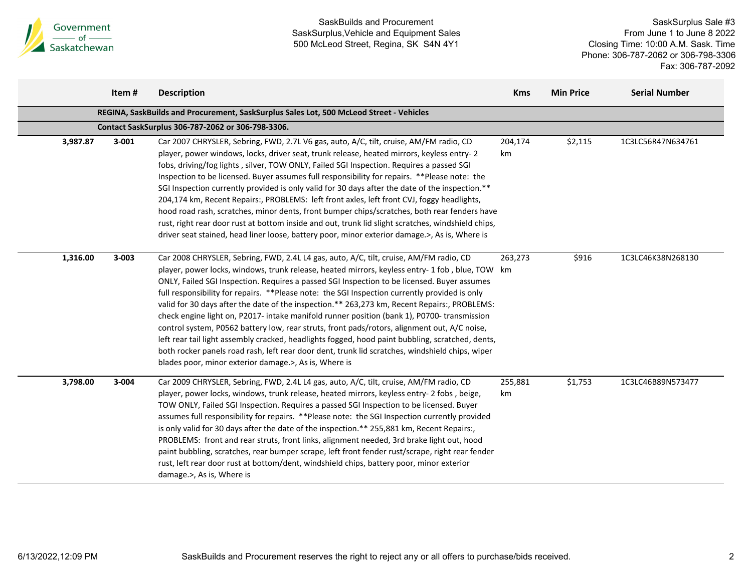| | Item # | Description | Kms | Min Price | Serial Number |
|---|---|---|---|---|---|
| | | **REGINA, SaskBuilds and Procurement, SaskSurplus Sales Lot, 500 McLeod Street - Vehicles** | | | |
| | | **Contact SaskSurplus 306-787-2062 or 306-798-3306.** | | | |
| 3,987.87 | 3-001 | Car 2007 CHRYSLER, Sebring, FWD, 2.7L V6 gas, auto, A/C, tilt, cruise, AM/FM radio, CD player, power windows, locks, driver seat, trunk release, heated mirrors, keyless entry- 2 fobs, driving/fog lights , silver, TOW ONLY, Failed SGI Inspection. Requires a passed SGI Inspection to be licensed. Buyer assumes full responsibility for repairs. **Please note: the SGI Inspection currently provided is only valid for 30 days after the date of the inspection.** 204,174 km, Recent Repairs:, PROBLEMS: left front axles, left front CVJ, foggy headlights, hood road rash, scratches, minor dents, front bumper chips/scratches, both rear fenders have rust, right rear door rust at bottom inside and out, trunk lid slight scratches, windshield chips, driver seat stained, head liner loose, battery poor, minor exterior damage.>, As is, Where is | 204,174 km | $2,115 | 1C3LC56R47N634761 |
| 1,316.00 | 3-003 | Car 2008 CHRYSLER, Sebring, FWD, 2.4L L4 gas, auto, A/C, tilt, cruise, AM/FM radio, CD player, power locks, windows, trunk release, heated mirrors, keyless entry- 1 fob , blue, TOW ONLY, Failed SGI Inspection. Requires a passed SGI Inspection to be licensed. Buyer assumes full responsibility for repairs. **Please note: the SGI Inspection currently provided is only valid for 30 days after the date of the inspection.** 263,273 km, Recent Repairs:, PROBLEMS: check engine light on, P2017- intake manifold runner position (bank 1), P0700- transmission control system, P0562 battery low, rear struts, front pads/rotors, alignment out, A/C noise, left rear tail light assembly cracked, headlights fogged, hood paint bubbling, scratched, dents, both rocker panels road rash, left rear door dent, trunk lid scratches, windshield chips, wiper blades poor, minor exterior damage.>, As is, Where is | 263,273 km | $916 | 1C3LC46K38N268130 |
| 3,798.00 | 3-004 | Car 2009 CHRYSLER, Sebring, FWD, 2.4L L4 gas, auto, A/C, tilt, cruise, AM/FM radio, CD player, power locks, windows, trunk release, heated mirrors, keyless entry- 2 fobs , beige, TOW ONLY, Failed SGI Inspection. Requires a passed SGI Inspection to be licensed. Buyer assumes full responsibility for repairs. **Please note: the SGI Inspection currently provided is only valid for 30 days after the date of the inspection.** 255,881 km, Recent Repairs:, PROBLEMS: front and rear struts, front links, alignment needed, 3rd brake light out, hood paint bubbling, scratches, rear bumper scrape, left front fender rust/scrape, right rear fender rust, left rear door rust at bottom/dent, windshield chips, battery poor, minor exterior damage.>, As is, Where is | 255,881 km | $1,753 | 1C3LC46B89N573477 |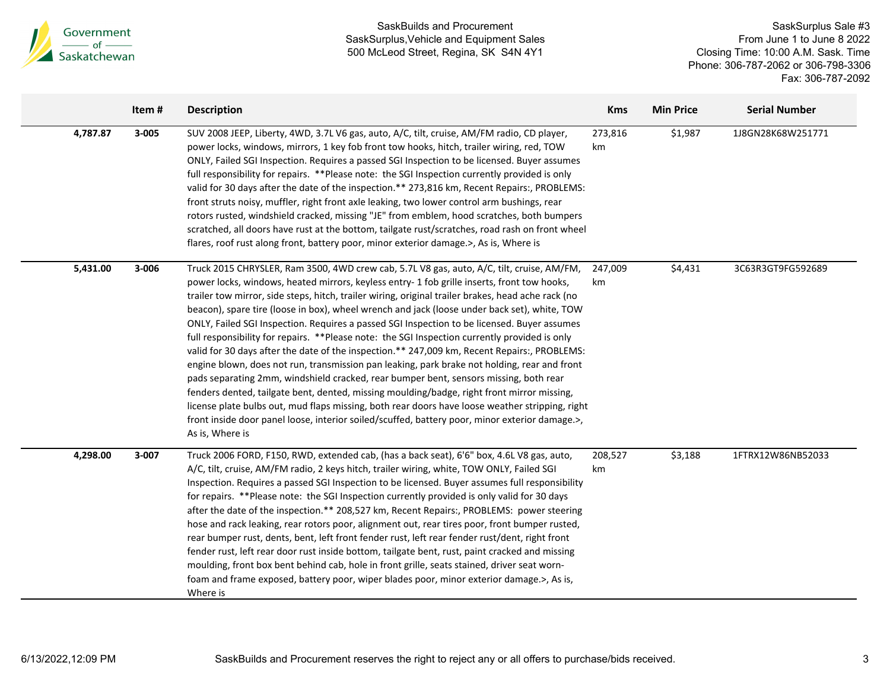| | Item # | Description | Kms | Min Price | Serial Number |
|---|---|---|---|---|---|
| 4,787.87 | 3-005 | SUV 2008 JEEP, Liberty, 4WD, 3.7L V6 gas, auto, A/C, tilt, cruise, AM/FM radio, CD player, power locks, windows, mirrors, 1 key fob front tow hooks, hitch, trailer wiring, red, TOW ONLY, Failed SGI Inspection. Requires a passed SGI Inspection to be licensed. Buyer assumes full responsibility for repairs. **Please note: the SGI Inspection currently provided is only valid for 30 days after the date of the inspection.** 273,816 km, Recent Repairs:, PROBLEMS: front struts noisy, muffler, right front axle leaking, two lower control arm bushings, rear rotors rusted, windshield cracked, missing "JE" from emblem, hood scratches, both bumpers scratched, all doors have rust at the bottom, tailgate rust/scratches, road rash on front wheel flares, roof rust along front, battery poor, minor exterior damage.>, As is, Where is | 273,816 km | $1,987 | 1J8GN28K68W251771 |
| 5,431.00 | 3-006 | Truck 2015 CHRYSLER, Ram 3500, 4WD crew cab, 5.7L V8 gas, auto, A/C, tilt, cruise, AM/FM, power locks, windows, heated mirrors, keyless entry- 1 fob grille inserts, front tow hooks, trailer tow mirror, side steps, hitch, trailer wiring, original trailer brakes, head ache rack (no beacon), spare tire (loose in box), wheel wrench and jack (loose under back set), white, TOW ONLY, Failed SGI Inspection. Requires a passed SGI Inspection to be licensed. Buyer assumes full responsibility for repairs. **Please note: the SGI Inspection currently provided is only valid for 30 days after the date of the inspection.** 247,009 km, Recent Repairs:, PROBLEMS: engine blown, does not run, transmission pan leaking, park brake not holding, rear and front pads separating 2mm, windshield cracked, rear bumper bent, sensors missing, both rear fenders dented, tailgate bent, dented, missing moulding/badge, right front mirror missing, license plate bulbs out, mud flaps missing, both rear doors have loose weather stripping, right front inside door panel loose, interior soiled/scuffed, battery poor, minor exterior damage.>, As is, Where is | 247,009 km | $4,431 | 3C63R3GT9FG592689 |
| 4,298.00 | 3-007 | Truck 2006 FORD, F150, RWD, extended cab, (has a back seat), 6'6" box, 4.6L V8 gas, auto, A/C, tilt, cruise, AM/FM radio, 2 keys hitch, trailer wiring, white, TOW ONLY, Failed SGI Inspection. Requires a passed SGI Inspection to be licensed. Buyer assumes full responsibility for repairs. **Please note: the SGI Inspection currently provided is only valid for 30 days after the date of the inspection.** 208,527 km, Recent Repairs:, PROBLEMS: power steering hose and rack leaking, rear rotors poor, alignment out, rear tires poor, front bumper rusted, rear bumper rust, dents, bent, left front fender rust, left rear fender rust/dent, right front fender rust, left rear door rust inside bottom, tailgate bent, rust, paint cracked and missing moulding, front box bent behind cab, hole in front grille, seats stained, driver seat worn-foam and frame exposed, battery poor, wiper blades poor, minor exterior damage.>, As is, Where is | 208,527 km | $3,188 | 1FTRX12W86NB52033 |

SaskBuilds and Procurement reserves the right to reject any or all offers to purchase/bids received.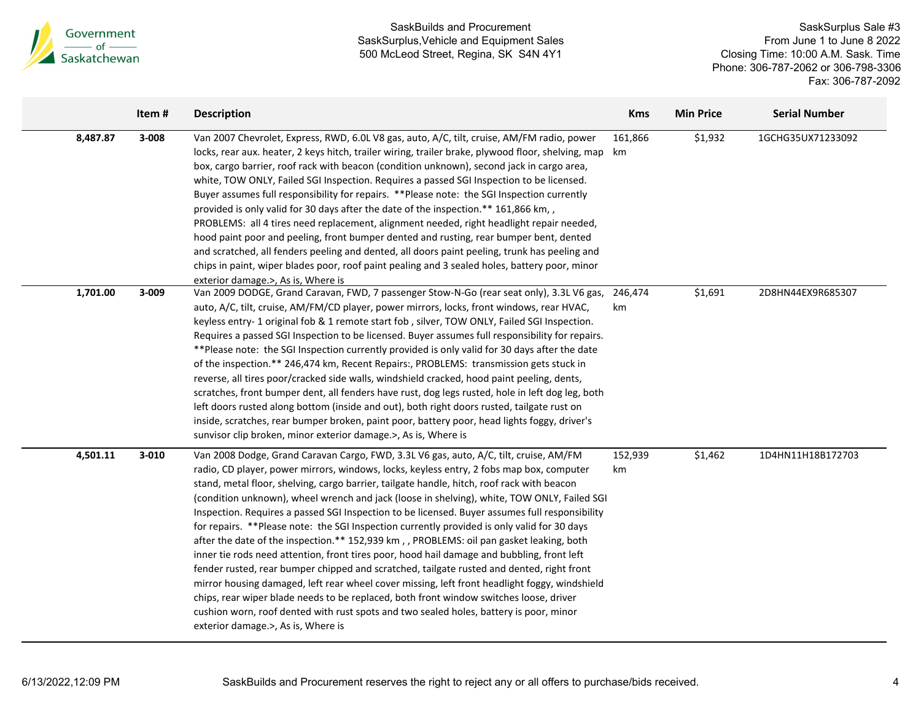| | Item # | Description | Kms | Min Price | Serial Number |
|---|---|---|---|---|---|
| 8,487.87 | 3-008 | Van 2007 Chevrolet, Express, RWD, 6.0L V8 gas, auto, A/C, tilt, cruise, AM/FM radio, power locks, rear aux. heater, 2 keys hitch, trailer wiring, trailer brake, plywood floor, shelving, map box, cargo barrier, roof rack with beacon (condition unknown), second jack in cargo area, white, TOW ONLY, Failed SGI Inspection. Requires a passed SGI Inspection to be licensed. Buyer assumes full responsibility for repairs. **Please note: the SGI Inspection currently provided is only valid for 30 days after the date of the inspection.** 161,866 km, , PROBLEMS: all 4 tires need replacement, alignment needed, right headlight repair needed, hood paint poor and peeling, front bumper dented and rusting, rear bumper bent, dented and scratched, all fenders peeling and dented, all doors paint peeling, trunk has peeling and chips in paint, wiper blades poor, roof paint pealing and 3 sealed holes, battery poor, minor exterior damage.>, As is, Where is | 161,866 km | $1,932 | 1GCHG35UX71233092 |
| 1,701.00 | 3-009 | Van 2009 DODGE, Grand Caravan, FWD, 7 passenger Stow-N-Go (rear seat only), 3.3L V6 gas, auto, A/C, tilt, cruise, AM/FM/CD player, power mirrors, locks, front windows, rear HVAC, keyless entry- 1 original fob & 1 remote start fob , silver, TOW ONLY, Failed SGI Inspection. Requires a passed SGI Inspection to be licensed. Buyer assumes full responsibility for repairs. **Please note: the SGI Inspection currently provided is only valid for 30 days after the date of the inspection.** 246,474 km, Recent Repairs:, PROBLEMS: transmission gets stuck in reverse, all tires poor/cracked side walls, windshield cracked, hood paint peeling, dents, scratches, front bumper dent, all fenders have rust, dog legs rusted, hole in left dog leg, both left doors rusted along bottom (inside and out), both right doors rusted, tailgate rust on inside, scratches, rear bumper broken, paint poor, battery poor, head lights foggy, driver's sunvisor clip broken, minor exterior damage.>, As is, Where is | 246,474 km | $1,691 | 2D8HN44EX9R685307 |
| 4,501.11 | 3-010 | Van 2008 Dodge, Grand Caravan Cargo, FWD, 3.3L V6 gas, auto, A/C, tilt, cruise, AM/FM radio, CD player, power mirrors, windows, locks, keyless entry, 2 fobs map box, computer stand, metal floor, shelving, cargo barrier, tailgate handle, hitch, roof rack with beacon (condition unknown), wheel wrench and jack (loose in shelving), white, TOW ONLY, Failed SGI Inspection. Requires a passed SGI Inspection to be licensed. Buyer assumes full responsibility for repairs. **Please note: the SGI Inspection currently provided is only valid for 30 days after the date of the inspection.** 152,939 km , , PROBLEMS: oil pan gasket leaking, both inner tie rods need attention, front tires poor, hood hail damage and bubbling, front left fender rusted, rear bumper chipped and scratched, tailgate rusted and dented, right front mirror housing damaged, left rear wheel cover missing, left front headlight foggy, windshield chips, rear wiper blade needs to be replaced, both front window switches loose, driver cushion worn, roof dented with rust spots and two sealed holes, battery is poor, minor exterior damage.>, As is, Where is | 152,939 km | $1,462 | 1D4HN11H18B172703 |

SaskBuilds and Procurement reserves the right to reject any or all offers to purchase/bids received.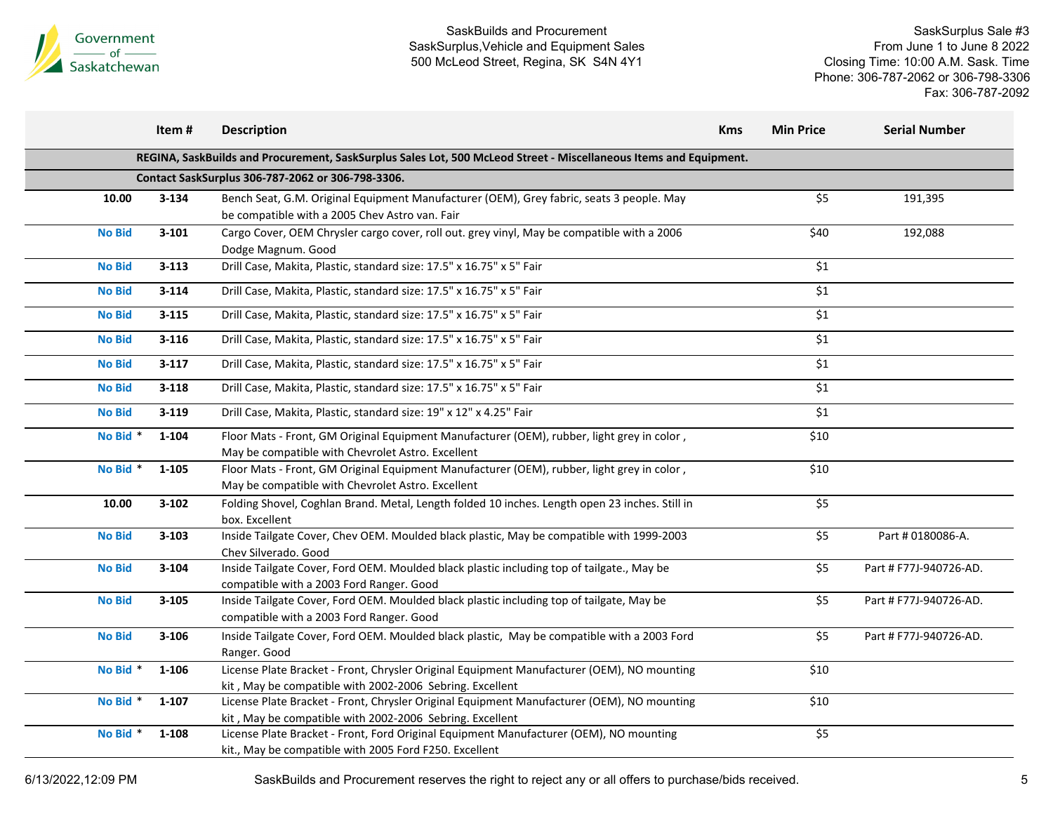Government of Saskatchewan

SaskBuilds and Procurement
SaskSurplus,Vehicle and Equipment Sales
500 McLeod Street, Regina, SK S4N 4Y1

SaskSurplus Sale #3
From June 1 to June 8 2022
Closing Time: 10:00 A.M. Sask. Time
Phone: 306-787-2062 or 306-798-3306
Fax: 306-787-2092

| | Item # | Description | Kms | Min Price | Serial Number |
|---|---|---|---|---|---|
| | | **REGINA, SaskBuilds and Procurement, SaskSurplus Sales Lot, 500 McLeod Street - Miscellaneous Items and Equipment.** | | | |
| | | **Contact SaskSurplus 306-787-2062 or 306-798-3306.** | | | |
| **10.00** | **3-134** | Bench Seat, G.M. Original Equipment Manufacturer (OEM), Grey fabric, seats 3 people. May be compatible with a 2005 Chev Astro van. Fair | | $5 | 191,395 |
| **No Bid** | **3-101** | Cargo Cover, OEM Chrysler cargo cover, roll out. grey vinyl, May be compatible with a 2006 Dodge Magnum. Good | | $40 | 192,088 |
| **No Bid** | **3-113** | Drill Case, Makita, Plastic, standard size: 17.5" x 16.75" x 5" Fair | | $1 | |
| **No Bid** | **3-114** | Drill Case, Makita, Plastic, standard size: 17.5" x 16.75" x 5" Fair | | $1 | |
| **No Bid** | **3-115** | Drill Case, Makita, Plastic, standard size: 17.5" x 16.75" x 5" Fair | | $1 | |
| **No Bid** | **3-116** | Drill Case, Makita, Plastic, standard size: 17.5" x 16.75" x 5" Fair | | $1 | |
| **No Bid** | **3-117** | Drill Case, Makita, Plastic, standard size: 17.5" x 16.75" x 5" Fair | | $1 | |
| **No Bid** | **3-118** | Drill Case, Makita, Plastic, standard size: 17.5" x 16.75" x 5" Fair | | $1 | |
| **No Bid** | **3-119** | Drill Case, Makita, Plastic, standard size: 19" x 12" x 4.25" Fair | | $1 | |
| **No Bid** * | **1-104** | Floor Mats - Front, GM Original Equipment Manufacturer (OEM), rubber, light grey in color , May be compatible with Chevrolet Astro. Excellent | | $10 | |
| **No Bid** * | **1-105** | Floor Mats - Front, GM Original Equipment Manufacturer (OEM), rubber, light grey in color , May be compatible with Chevrolet Astro. Excellent | | $10 | |
| **10.00** | **3-102** | Folding Shovel, Coghlan Brand. Metal, Length folded 10 inches. Length open 23 inches. Still in box. Excellent | | $5 | |
| **No Bid** | **3-103** | Inside Tailgate Cover, Chev OEM. Moulded black plastic, May be compatible with 1999-2003 Chev Silverado. Good | | $5 | Part # 0180086-A. |
| **No Bid** | **3-104** | Inside Tailgate Cover, Ford OEM. Moulded black plastic including top of tailgate., May be compatible with a 2003 Ford Ranger. Good | | $5 | Part # F77J-940726-AD. |
| **No Bid** | **3-105** | Inside Tailgate Cover, Ford OEM. Moulded black plastic including top of tailgate, May be compatible with a 2003 Ford Ranger. Good | | $5 | Part # F77J-940726-AD. |
| **No Bid** | **3-106** | Inside Tailgate Cover, Ford OEM. Moulded black plastic, May be compatible with a 2003 Ford Ranger. Good | | $5 | Part # F77J-940726-AD. |
| **No Bid** * | **1-106** | License Plate Bracket - Front, Chrysler Original Equipment Manufacturer (OEM), NO mounting kit , May be compatible with 2002-2006 Sebring. Excellent | | $10 | |
| **No Bid** * | **1-107** | License Plate Bracket - Front, Chrysler Original Equipment Manufacturer (OEM), NO mounting kit , May be compatible with 2002-2006 Sebring. Excellent | | $10 | |
| **No Bid** * | **1-108** | License Plate Bracket - Front, Ford Original Equipment Manufacturer (OEM), NO mounting kit., May be compatible with 2005 Ford F250. Excellent | | $5 | |

6/13/2022,12:09 PM

SaskBuilds and Procurement reserves the right to reject any or all offers to purchase/bids received.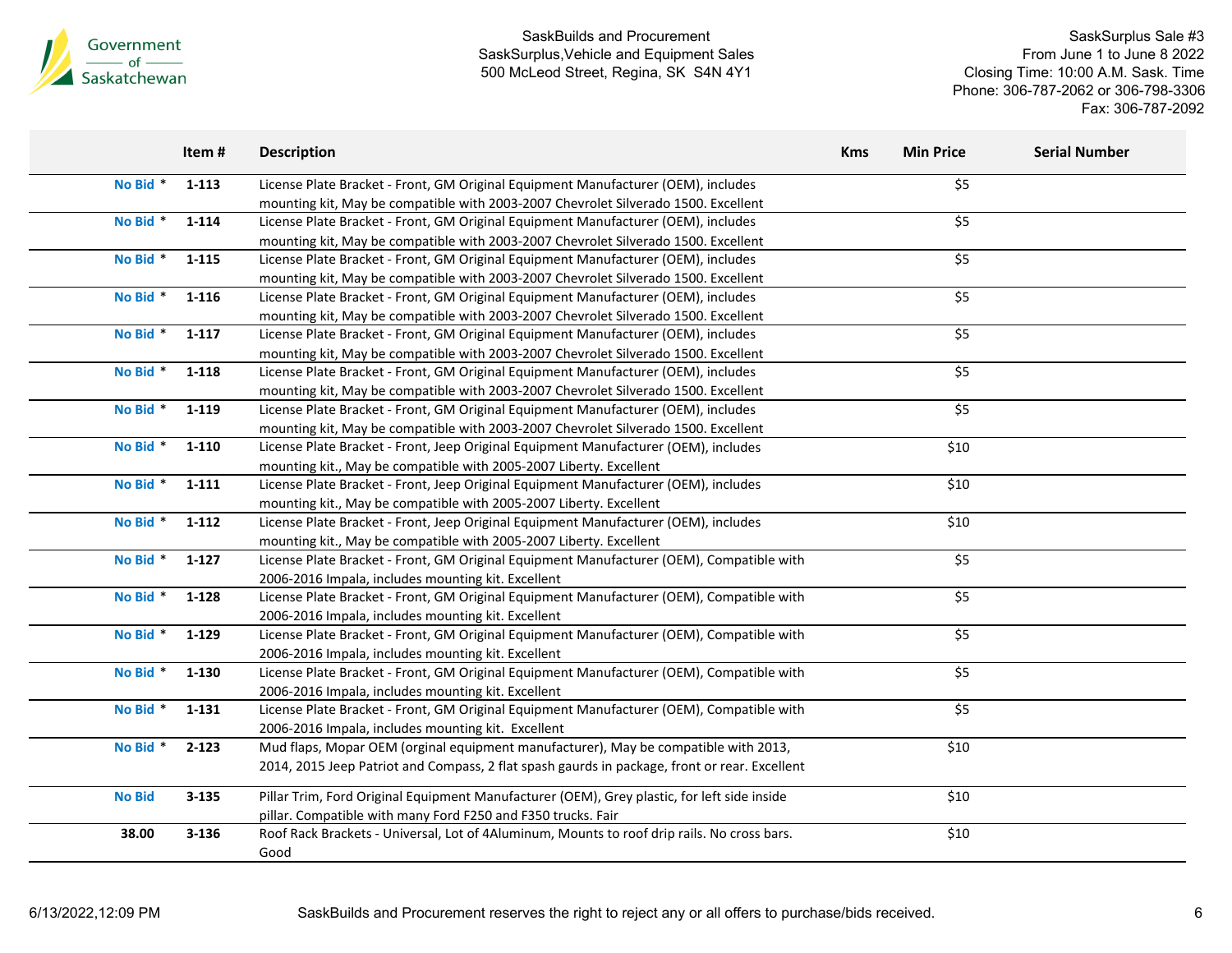| | Item # | Description | Kms | Min Price | Serial Number |
|---|---|---|---|---|---|
| No Bid * | 1-113 | License Plate Bracket - Front, GM Original Equipment Manufacturer (OEM), includes mounting kit, May be compatible with 2003-2007 Chevrolet Silverado 1500. Excellent | | $5 | |
| No Bid * | 1-114 | License Plate Bracket - Front, GM Original Equipment Manufacturer (OEM), includes mounting kit, May be compatible with 2003-2007 Chevrolet Silverado 1500. Excellent | | $5 | |
| No Bid * | 1-115 | License Plate Bracket - Front, GM Original Equipment Manufacturer (OEM), includes mounting kit, May be compatible with 2003-2007 Chevrolet Silverado 1500. Excellent | | $5 | |
| No Bid * | 1-116 | License Plate Bracket - Front, GM Original Equipment Manufacturer (OEM), includes mounting kit, May be compatible with 2003-2007 Chevrolet Silverado 1500. Excellent | | $5 | |
| No Bid * | 1-117 | License Plate Bracket - Front, GM Original Equipment Manufacturer (OEM), includes mounting kit, May be compatible with 2003-2007 Chevrolet Silverado 1500. Excellent | | $5 | |
| No Bid * | 1-118 | License Plate Bracket - Front, GM Original Equipment Manufacturer (OEM), includes mounting kit, May be compatible with 2003-2007 Chevrolet Silverado 1500. Excellent | | $5 | |
| No Bid * | 1-119 | License Plate Bracket - Front, GM Original Equipment Manufacturer (OEM), includes mounting kit, May be compatible with 2003-2007 Chevrolet Silverado 1500. Excellent | | $5 | |
| No Bid * | 1-110 | License Plate Bracket - Front, Jeep Original Equipment Manufacturer (OEM), includes mounting kit., May be compatible with 2005-2007 Liberty. Excellent | | $10 | |
| No Bid * | 1-111 | License Plate Bracket - Front, Jeep Original Equipment Manufacturer (OEM), includes mounting kit., May be compatible with 2005-2007 Liberty. Excellent | | $10 | |
| No Bid * | 1-112 | License Plate Bracket - Front, Jeep Original Equipment Manufacturer (OEM), includes mounting kit., May be compatible with 2005-2007 Liberty. Excellent | | $10 | |
| No Bid * | 1-127 | License Plate Bracket - Front, GM Original Equipment Manufacturer (OEM), Compatible with 2006-2016 Impala, includes mounting kit. Excellent | | $5 | |
| No Bid * | 1-128 | License Plate Bracket - Front, GM Original Equipment Manufacturer (OEM), Compatible with 2006-2016 Impala, includes mounting kit. Excellent | | $5 | |
| No Bid * | 1-129 | License Plate Bracket - Front, GM Original Equipment Manufacturer (OEM), Compatible with 2006-2016 Impala, includes mounting kit. Excellent | | $5 | |
| No Bid * | 1-130 | License Plate Bracket - Front, GM Original Equipment Manufacturer (OEM), Compatible with 2006-2016 Impala, includes mounting kit. Excellent | | $5 | |
| No Bid * | 1-131 | License Plate Bracket - Front, GM Original Equipment Manufacturer (OEM), Compatible with 2006-2016 Impala, includes mounting kit. Excellent | | $5 | |
| No Bid * | 2-123 | Mud flaps, Mopar OEM (orginal equipment manufacturer), May be compatible with 2013, 2014, 2015 Jeep Patriot and Compass, 2 flat spash gaurds in package, front or rear. Excellent | | $10 | |
| No Bid | 3-135 | Pillar Trim, Ford Original Equipment Manufacturer (OEM), Grey plastic, for left side inside pillar. Compatible with many Ford F250 and F350 trucks. Fair | | $10 | |
| 38.00 | 3-136 | Roof Rack Brackets - Universal, Lot of 4Aluminum, Mounts to roof drip rails. No cross bars. Good | | $10 | |

SaskBuilds and Procurement reserves the right to reject any or all offers to purchase/bids received.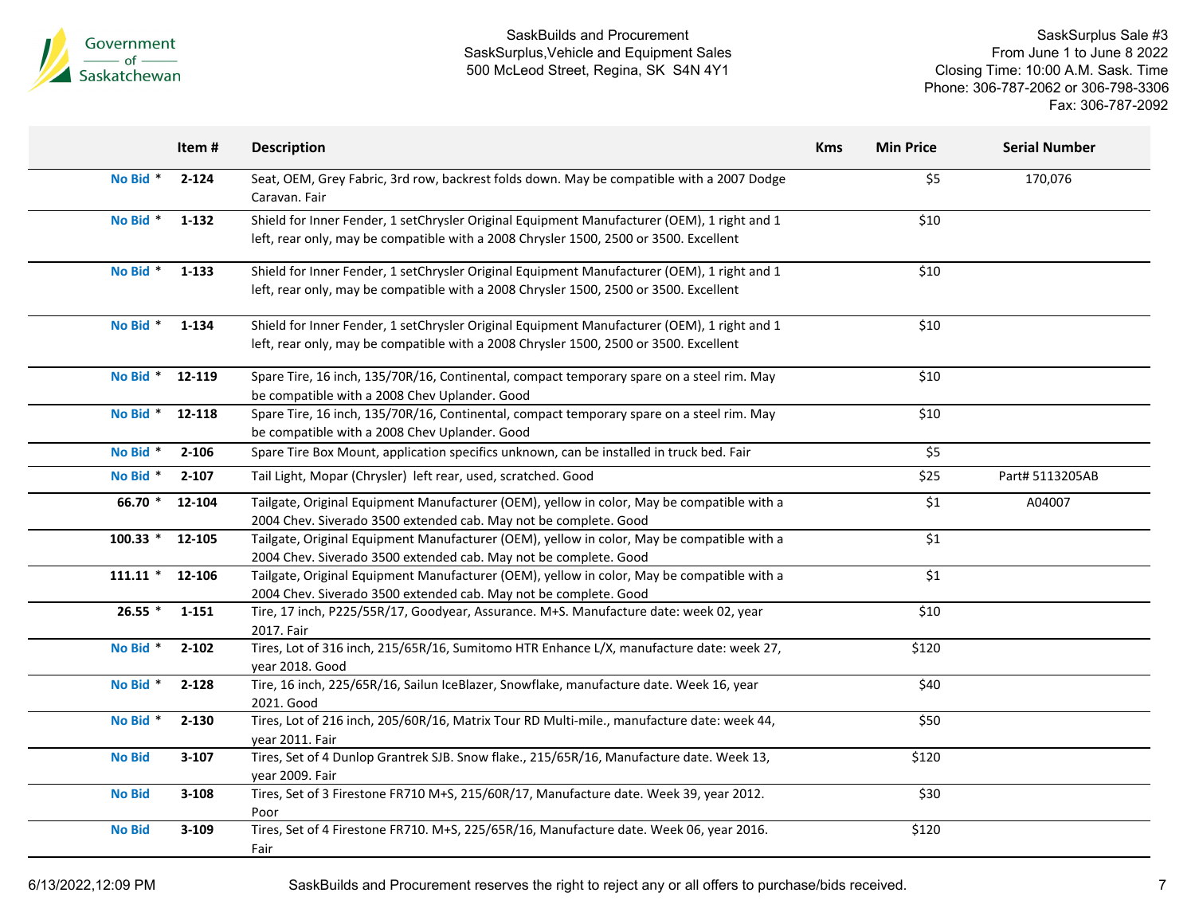| | Item # | Description | Kms | Min Price | Serial Number |
|---|---|---|---|---|---|
| No Bid * | 2-124 | Seat, OEM, Grey Fabric, 3rd row, backrest folds down. May be compatible with a 2007 Dodge Caravan. Fair | | $5 | 170,076 |
| No Bid * | 1-132 | Shield for Inner Fender, 1 setChrysler Original Equipment Manufacturer (OEM), 1 right and 1 left, rear only, may be compatible with a 2008 Chrysler 1500, 2500 or 3500. Excellent | | $10 | |
| No Bid * | 1-133 | Shield for Inner Fender, 1 setChrysler Original Equipment Manufacturer (OEM), 1 right and 1 left, rear only, may be compatible with a 2008 Chrysler 1500, 2500 or 3500. Excellent | | $10 | |
| No Bid * | 1-134 | Shield for Inner Fender, 1 setChrysler Original Equipment Manufacturer (OEM), 1 right and 1 left, rear only, may be compatible with a 2008 Chrysler 1500, 2500 or 3500. Excellent | | $10 | |
| No Bid * | 12-119 | Spare Tire, 16 inch, 135/70R/16, Continental, compact temporary spare on a steel rim. May be compatible with a 2008 Chev Uplander. Good | | $10 | |
| No Bid * | 12-118 | Spare Tire, 16 inch, 135/70R/16, Continental, compact temporary spare on a steel rim. May be compatible with a 2008 Chev Uplander. Good | | $10 | |
| No Bid * | 2-106 | Spare Tire Box Mount, application specifics unknown, can be installed in truck bed. Fair | | $5 | |
| No Bid * | 2-107 | Tail Light, Mopar (Chrysler) left rear, used, scratched. Good | | $25 | Part# 5113205AB |
| 66.70 * | 12-104 | Tailgate, Original Equipment Manufacturer (OEM), yellow in color, May be compatible with a 2004 Chev. Siverado 3500 extended cab. May not be complete. Good | | $1 | A04007 |
| 100.33 * | 12-105 | Tailgate, Original Equipment Manufacturer (OEM), yellow in color, May be compatible with a 2004 Chev. Siverado 3500 extended cab. May not be complete. Good | | $1 | |
| 111.11 * | 12-106 | Tailgate, Original Equipment Manufacturer (OEM), yellow in color, May be compatible with a 2004 Chev. Siverado 3500 extended cab. May not be complete. Good | | $1 | |
| 26.55 * | 1-151 | Tire, 17 inch, P225/55R/17, Goodyear, Assurance. M+S. Manufacture date: week 02, year 2017. Fair | | $10 | |
| No Bid * | 2-102 | Tires, Lot of 316 inch, 215/65R/16, Sumitomo HTR Enhance L/X, manufacture date: week 27, year 2018. Good | | $120 | |
| No Bid * | 2-128 | Tire, 16 inch, 225/65R/16, Sailun IceBlazer, Snowflake, manufacture date. Week 16, year 2021. Good | | $40 | |
| No Bid * | 2-130 | Tires, Lot of 216 inch, 205/60R/16, Matrix Tour RD Multi-mile., manufacture date: week 44, year 2011. Fair | | $50 | |
| No Bid | 3-107 | Tires, Set of 4 Dunlop Grantrek SJB. Snow flake., 215/65R/16, Manufacture date. Week 13, year 2009. Fair | | $120 | |
| No Bid | 3-108 | Tires, Set of 3 Firestone FR710 M+S, 215/60R/17, Manufacture date. Week 39, year 2012. Poor | | $30 | |
| No Bid | 3-109 | Tires, Set of 4 Firestone FR710. M+S, 225/65R/16, Manufacture date. Week 06, year 2016. Fair | | $120 | |

SaskBuilds and Procurement reserves the right to reject any or all offers to purchase/bids received.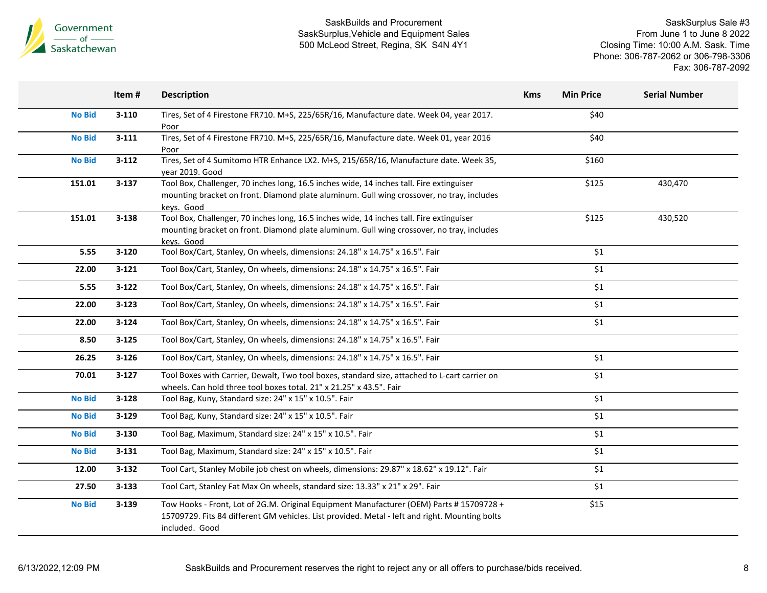|  | Item # | Description | Kms | Min Price | Serial Number |
|---|---|---|---|---|---|
| No Bid | 3-110 | Tires, Set of 4 Firestone FR710. M+S, 225/65R/16, Manufacture date. Week 04, year 2017. Poor |  | $40 |  |
| No Bid | 3-111 | Tires, Set of 4 Firestone FR710. M+S, 225/65R/16, Manufacture date. Week 01, year 2016 Poor |  | $40 |  |
| No Bid | 3-112 | Tires, Set of 4 Sumitomo HTR Enhance LX2. M+S, 215/65R/16, Manufacture date. Week 35, year 2019. Good |  | $160 |  |
| 151.01 | 3-137 | Tool Box, Challenger, 70 inches long, 16.5 inches wide, 14 inches tall. Fire extinguiser mounting bracket on front. Diamond plate aluminum. Gull wing crossover, no tray, includes keys. Good |  | $125 | 430,470 |
| 151.01 | 3-138 | Tool Box, Challenger, 70 inches long, 16.5 inches wide, 14 inches tall. Fire extinguiser mounting bracket on front. Diamond plate aluminum. Gull wing crossover, no tray, includes keys. Good |  | $125 | 430,520 |
| 5.55 | 3-120 | Tool Box/Cart, Stanley, On wheels, dimensions: 24.18" x 14.75" x 16.5". Fair |  | $1 |  |
| 22.00 | 3-121 | Tool Box/Cart, Stanley, On wheels, dimensions: 24.18" x 14.75" x 16.5". Fair |  | $1 |  |
| 5.55 | 3-122 | Tool Box/Cart, Stanley, On wheels, dimensions: 24.18" x 14.75" x 16.5". Fair |  | $1 |  |
| 22.00 | 3-123 | Tool Box/Cart, Stanley, On wheels, dimensions: 24.18" x 14.75" x 16.5". Fair |  | $1 |  |
| 22.00 | 3-124 | Tool Box/Cart, Stanley, On wheels, dimensions: 24.18" x 14.75" x 16.5". Fair |  | $1 |  |
| 8.50 | 3-125 | Tool Box/Cart, Stanley, On wheels, dimensions: 24.18" x 14.75" x 16.5". Fair |  |  |  |
| 26.25 | 3-126 | Tool Box/Cart, Stanley, On wheels, dimensions: 24.18" x 14.75" x 16.5". Fair |  | $1 |  |
| 70.01 | 3-127 | Tool Boxes with Carrier, Dewalt, Two tool boxes, standard size, attached to L-cart carrier on wheels. Can hold three tool boxes total. 21" x 21.25" x 43.5". Fair |  | $1 |  |
| No Bid | 3-128 | Tool Bag, Kuny, Standard size: 24" x 15" x 10.5". Fair |  | $1 |  |
| No Bid | 3-129 | Tool Bag, Kuny, Standard size: 24" x 15" x 10.5". Fair |  | $1 |  |
| No Bid | 3-130 | Tool Bag, Maximum, Standard size: 24" x 15" x 10.5". Fair |  | $1 |  |
| No Bid | 3-131 | Tool Bag, Maximum, Standard size: 24" x 15" x 10.5". Fair |  | $1 |  |
| 12.00 | 3-132 | Tool Cart, Stanley Mobile job chest on wheels, dimensions: 29.87" x 18.62" x 19.12". Fair |  | $1 |  |
| 27.50 | 3-133 | Tool Cart, Stanley Fat Max On wheels, standard size: 13.33" x 21" x 29". Fair |  | $1 |  |
| No Bid | 3-139 | Tow Hooks - Front, Lot of 2G.M. Original Equipment Manufacturer (OEM) Parts # 15709728 + 15709729. Fits 84 different GM vehicles. List provided. Metal - left and right. Mounting bolts included. Good |  | $15 |  |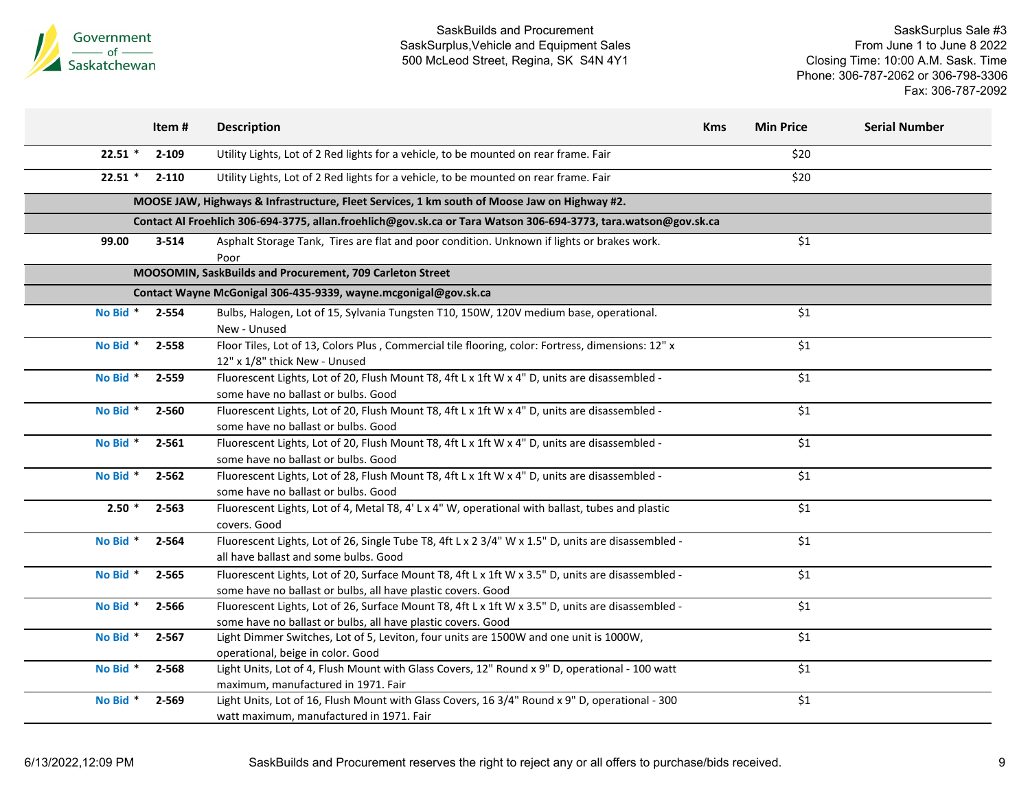| | Item # | Description | Kms | Min Price | Serial Number |
|---|---|---|---|---|---|
| 22.51 * | 2-109 | Utility Lights, Lot of 2 Red lights for a vehicle, to be mounted on rear frame. Fair | | $20 | |
| 22.51 * | 2-110 | Utility Lights, Lot of 2 Red lights for a vehicle, to be mounted on rear frame. Fair | | $20 | |
| | **MOOSE JAW, Highways & Infrastructure, Fleet Services, 1 km south of Moose Jaw on Highway #2.** | | | | |
| | **Contact Al Froehlich 306-694-3775, allan.froehlich@gov.sk.ca or Tara Watson 306-694-3773, tara.watson@gov.sk.ca** | | | | |
| 99.00 | 3-514 | Asphalt Storage Tank, Tires are flat and poor condition. Unknown if lights or brakes work. Poor | | $1 | |
| | **MOOSOMIN, SaskBuilds and Procurement, 709 Carleton Street** | | | | |
| | **Contact Wayne McGonigal 306-435-9339, wayne.mcgonigal@gov.sk.ca** | | | | |
| No Bid * | 2-554 | Bulbs, Halogen, Lot of 15, Sylvania Tungsten T10, 150W, 120V medium base, operational. New - Unused | | $1 | |
| No Bid * | 2-558 | Floor Tiles, Lot of 13, Colors Plus , Commercial tile flooring, color: Fortress, dimensions: 12" x 12" x 1/8" thick New - Unused | | $1 | |
| No Bid * | 2-559 | Fluorescent Lights, Lot of 20, Flush Mount T8, 4ft L x 1ft W x 4" D, units are disassembled - some have no ballast or bulbs. Good | | $1 | |
| No Bid * | 2-560 | Fluorescent Lights, Lot of 20, Flush Mount T8, 4ft L x 1ft W x 4" D, units are disassembled - some have no ballast or bulbs. Good | | $1 | |
| No Bid * | 2-561 | Fluorescent Lights, Lot of 20, Flush Mount T8, 4ft L x 1ft W x 4" D, units are disassembled - some have no ballast or bulbs. Good | | $1 | |
| No Bid * | 2-562 | Fluorescent Lights, Lot of 28, Flush Mount T8, 4ft L x 1ft W x 4" D, units are disassembled - some have no ballast or bulbs. Good | | $1 | |
| 2.50 * | 2-563 | Fluorescent Lights, Lot of 4, Metal T8, 4' L x 4" W, operational with ballast, tubes and plastic covers. Good | | $1 | |
| No Bid * | 2-564 | Fluorescent Lights, Lot of 26, Single Tube T8, 4ft L x 2 3/4" W x 1.5" D, units are disassembled - all have ballast and some bulbs. Good | | $1 | |
| No Bid * | 2-565 | Fluorescent Lights, Lot of 20, Surface Mount T8, 4ft L x 1ft W x 3.5" D, units are disassembled - some have no ballast or bulbs, all have plastic covers. Good | | $1 | |
| No Bid * | 2-566 | Fluorescent Lights, Lot of 26, Surface Mount T8, 4ft L x 1ft W x 3.5" D, units are disassembled - some have no ballast or bulbs, all have plastic covers. Good | | $1 | |
| No Bid * | 2-567 | Light Dimmer Switches, Lot of 5, Leviton, four units are 1500W and one unit is 1000W, operational, beige in color. Good | | $1 | |
| No Bid * | 2-568 | Light Units, Lot of 4, Flush Mount with Glass Covers, 12" Round x 9" D, operational - 100 watt maximum, manufactured in 1971. Fair | | $1 | |
| No Bid * | 2-569 | Light Units, Lot of 16, Flush Mount with Glass Covers, 16 3/4" Round x 9" D, operational - 300 watt maximum, manufactured in 1971. Fair | | $1 | |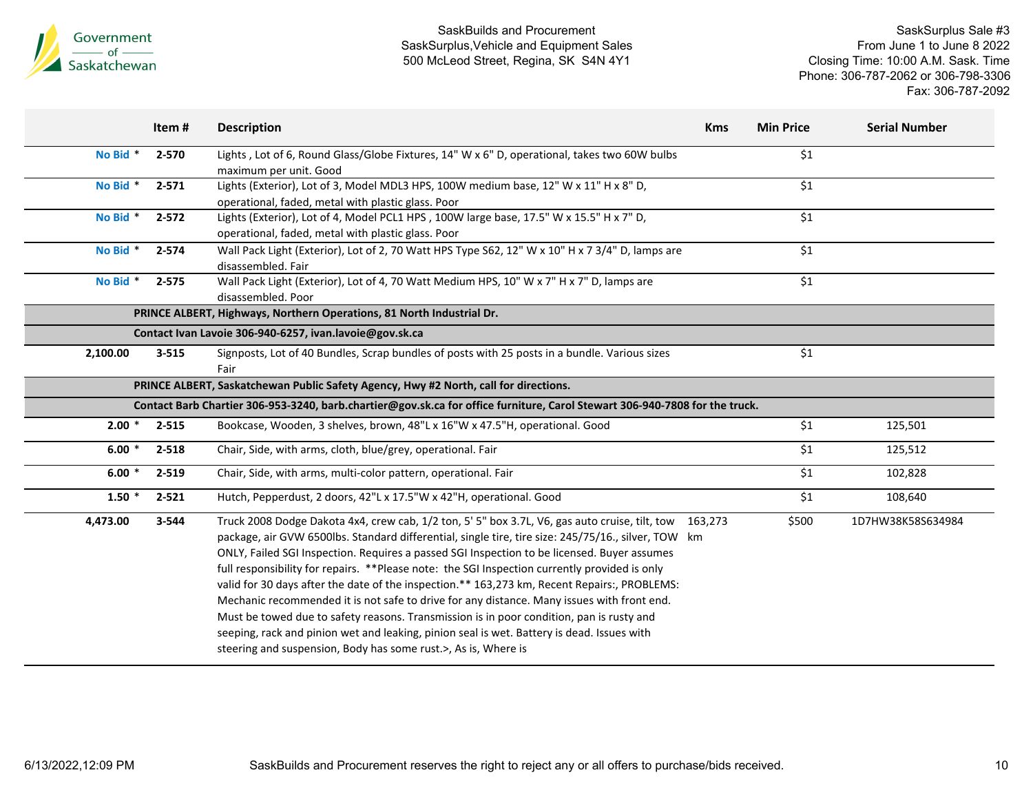| | Item # | Description | Kms | Min Price | Serial Number |
|---|---|---|---|---|---|
| No Bid * | 2-570 | Lights , Lot of 6, Round Glass/Globe Fixtures, 14" W x 6" D, operational, takes two 60W bulbs maximum per unit. Good | | $1 | |
| No Bid * | 2-571 | Lights (Exterior), Lot of 3, Model MDL3 HPS, 100W medium base, 12" W x 11" H x 8" D, operational, faded, metal with plastic glass. Poor | | $1 | |
| No Bid * | 2-572 | Lights (Exterior), Lot of 4, Model PCL1 HPS , 100W large base, 17.5" W x 15.5" H x 7" D, operational, faded, metal with plastic glass. Poor | | $1 | |
| No Bid * | 2-574 | Wall Pack Light (Exterior), Lot of 2, 70 Watt HPS Type S62, 12" W x 10" H x 7 3/4" D, lamps are disassembled. Fair | | $1 | |
| No Bid * | 2-575 | Wall Pack Light (Exterior), Lot of 4, 70 Watt Medium HPS, 10" W x 7" H x 7" D, lamps are disassembled. Poor | | $1 | |
| | **PRINCE ALBERT, Highways, Northern Operations, 81 North Industrial Dr.** | | | | |
| | **Contact Ivan Lavoie 306-940-6257, ivan.lavoie@gov.sk.ca** | | | | |
| 2,100.00 | 3-515 | Signposts, Lot of 40 Bundles, Scrap bundles of posts with 25 posts in a bundle. Various sizes Fair | | $1 | |
| | **PRINCE ALBERT, Saskatchewan Public Safety Agency, Hwy #2 North, call for directions.** | | | | |
| | **Contact Barb Chartier 306-953-3240, barb.chartier@gov.sk.ca for office furniture, Carol Stewart 306-940-7808 for the truck.** | | | | |
| 2.00 * | 2-515 | Bookcase, Wooden, 3 shelves, brown, 48"L x 16"W x 47.5"H, operational. Good | | $1 | 125,501 |
| 6.00 * | 2-518 | Chair, Side, with arms, cloth, blue/grey, operational. Fair | | $1 | 125,512 |
| 6.00 * | 2-519 | Chair, Side, with arms, multi-color pattern, operational. Fair | | $1 | 102,828 |
| 1.50 * | 2-521 | Hutch, Pepperdust, 2 doors, 42"L x 17.5"W x 42"H, operational. Good | | $1 | 108,640 |
| 4,473.00 | 3-544 | Truck 2008 Dodge Dakota 4x4, crew cab, 1/2 ton, 5' 5" box 3.7L, V6, gas auto cruise, tilt, tow package, air GVW 6500lbs. Standard differential, single tire, tire size: 245/75/16., silver, TOW ONLY, Failed SGI Inspection. Requires a passed SGI Inspection to be licensed. Buyer assumes full responsibility for repairs. **Please note: the SGI Inspection currently provided is only valid for 30 days after the date of the inspection.** 163,273 km, Recent Repairs:, PROBLEMS: Mechanic recommended it is not safe to drive for any distance. Many issues with front end. Must be towed due to safety reasons. Transmission is in poor condition, pan is rusty and seeping, rack and pinion wet and leaking, pinion seal is wet. Battery is dead. Issues with steering and suspension, Body has some rust.>, As is, Where is | 163,273 km | $500 | 1D7HW38K58S634984 |

SaskBuilds and Procurement reserves the right to reject any or all offers to purchase/bids received.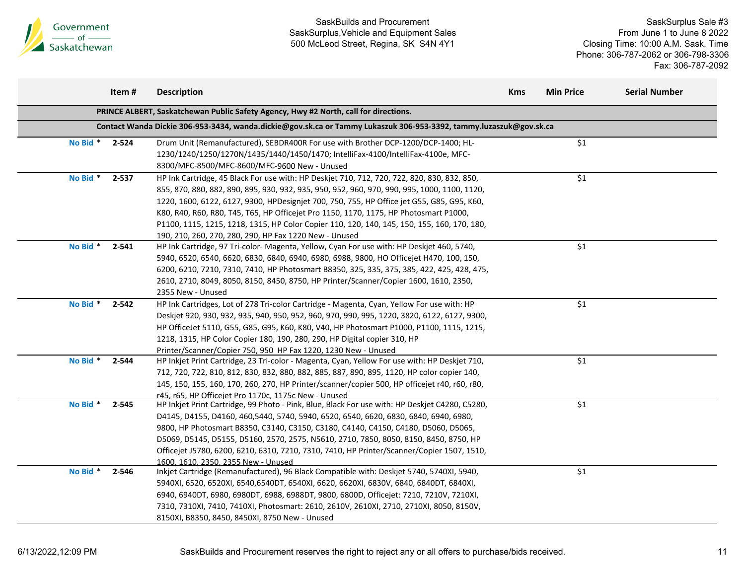| | Item # | Description | Kms | Min Price | Serial Number |
|---|---|---|---|---|---|
| **PRINCE ALBERT, Saskatchewan Public Safety Agency, Hwy #2 North, call for directions.** | | | | | |
| **Contact Wanda Dickie 306-953-3434, wanda.dickie@gov.sk.ca or Tammy Lukaszuk 306-953-3392, tammy.luzaszuk@gov.sk.ca** | | | | | |
| No Bid * | 2-524 | Drum Unit (Remanufactured), SEBDR400R For use with Brother DCP-1200/DCP-1400; HL-1230/1240/1250/1270N/1435/1440/1450/1470; IntelliFax-4100/IntelliFax-4100e, MFC-8300/MFC-8500/MFC-8600/MFC-9600 New - Unused | | $1 | |
| No Bid * | 2-537 | HP Ink Cartridge, 45 Black For use with: HP Deskjet 710, 712, 720, 722, 820, 830, 832, 850, 855, 870, 880, 882, 890, 895, 930, 932, 935, 950, 952, 960, 970, 990, 995, 1000, 1100, 1120, 1220, 1600, 6122, 6127, 9300, HPDesignjet 700, 750, 755, HP Office jet G55, G85, G95, K60, K80, R40, R60, R80, T45, T65, HP Officejet Pro 1150, 1170, 1175, HP Photosmart P1000, P1100, 1115, 1215, 1218, 1315, HP Color Copier 110, 120, 140, 145, 150, 155, 160, 170, 180, 190, 210, 260, 270, 280, 290, HP Fax 1220 New - Unused | | $1 | |
| No Bid * | 2-541 | HP Ink Cartridge, 97 Tri-color- Magenta, Yellow, Cyan For use with: HP Deskjet 460, 5740, 5940, 6520, 6540, 6620, 6830, 6840, 6940, 6980, 6988, 9800, HO Officejet H470, 100, 150, 6200, 6210, 7210, 7310, 7410, HP Photosmart B8350, 325, 335, 375, 385, 422, 425, 428, 475, 2610, 2710, 8049, 8050, 8150, 8450, 8750, HP Printer/Scanner/Copier 1600, 1610, 2350, 2355 New - Unused | | $1 | |
| No Bid * | 2-542 | HP Ink Cartridges, Lot of 278 Tri-color Cartridge - Magenta, Cyan, Yellow For use with: HP Deskjet 920, 930, 932, 935, 940, 950, 952, 960, 970, 990, 995, 1220, 3820, 6122, 6127, 9300, HP OfficeJet 5110, G55, G85, G95, K60, K80, V40, HP Photosmart P1000, P1100, 1115, 1215, 1218, 1315, HP Color Copier 180, 190, 280, 290, HP Digital copier 310, HP Printer/Scanner/Copier 750, 950 HP Fax 1220, 1230 New - Unused | | $1 | |
| No Bid * | 2-544 | HP Inkjet Print Cartridge, 23 Tri-color - Magenta, Cyan, Yellow For use with: HP Deskjet 710, 712, 720, 722, 810, 812, 830, 832, 880, 882, 885, 887, 890, 895, 1120, HP color copier 140, 145, 150, 155, 160, 170, 260, 270, HP Printer/scanner/copier 500, HP officejet r40, r60, r80, r45, r65, HP Officejet Pro 1170c, 1175c New - Unused | | $1 | |
| No Bid * | 2-545 | HP Inkjet Print Cartridge, 99 Photo - Pink, Blue, Black For use with: HP Deskjet C4280, C5280, D4145, D4155, D4160, 460,5440, 5740, 5940, 6520, 6540, 6620, 6830, 6840, 6940, 6980, 9800, HP Photosmart B8350, C3140, C3150, C3180, C4140, C4150, C4180, D5060, D5065, D5069, D5145, D5155, D5160, 2570, 2575, N5610, 2710, 7850, 8050, 8150, 8450, 8750, HP Officejet J5780, 6200, 6210, 6310, 7210, 7310, 7410, HP Printer/Scanner/Copier 1507, 1510, 1600, 1610, 2350, 2355 New - Unused | | $1 | |
| No Bid * | 2-546 | Inkjet Cartridge (Remanufactured), 96 Black Compatible with: Deskjet 5740, 5740XI, 5940, 5940XI, 6520, 6520XI, 6540,6540DT, 6540XI, 6620, 6620XI, 6830V, 6840, 6840DT, 6840XI, 6940, 6940DT, 6980, 6980DT, 6988, 6988DT, 9800, 6800D, Officejet: 7210, 7210V, 7210XI, 7310, 7310XI, 7410, 7410XI, Photosmart: 2610, 2610V, 2610XI, 2710, 2710XI, 8050, 8150V, 8150XI, B8350, 8450, 8450XI, 8750 New - Unused | | $1 | |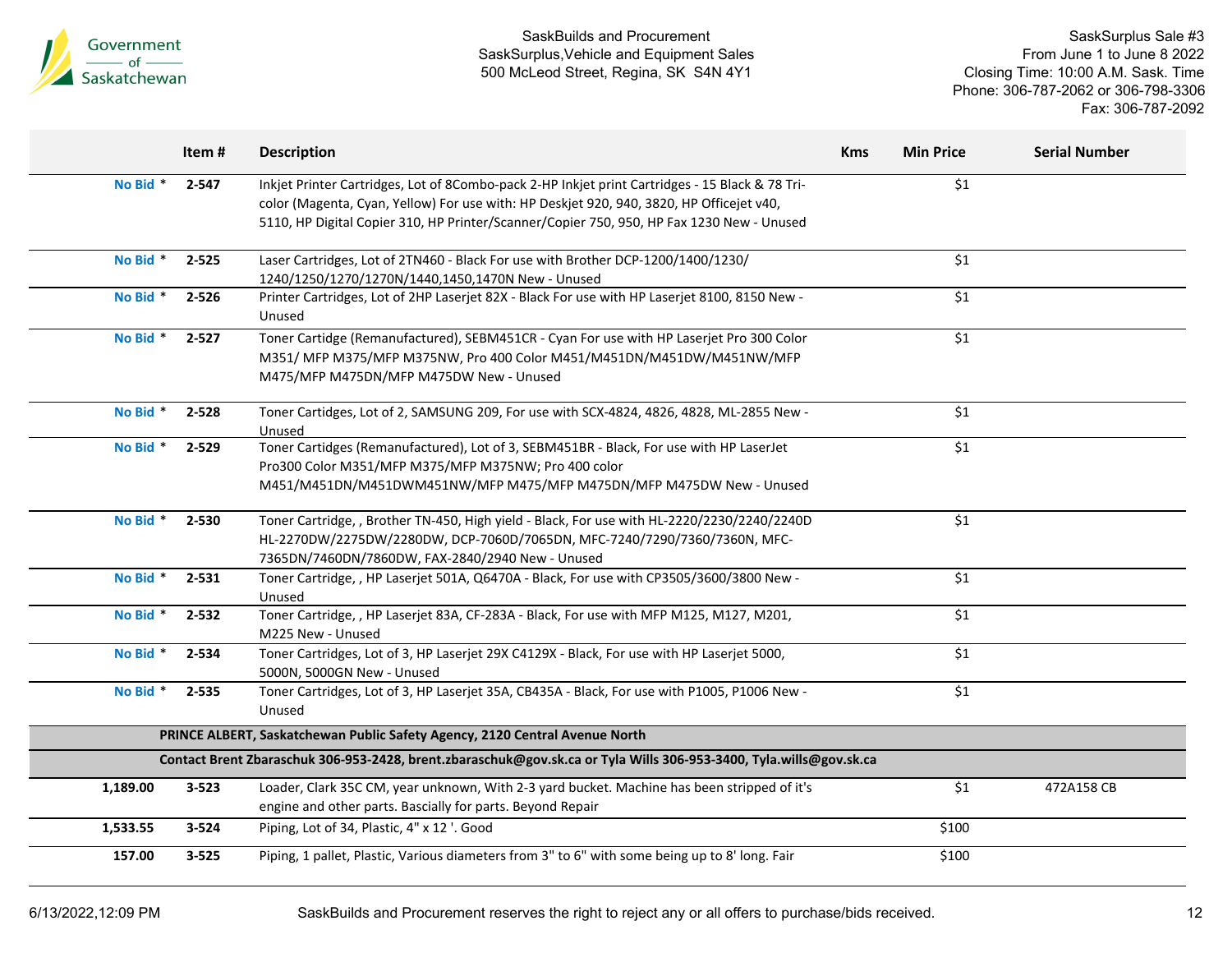| | Item # | Description | Kms | Min Price | Serial Number |
|---|---|---|---|---|---|
| No Bid * | 2-547 | Inkjet Printer Cartridges, Lot of 8Combo-pack 2-HP Inkjet print Cartridges - 15 Black & 78 Tri-color (Magenta, Cyan, Yellow) For use with: HP Deskjet 920, 940, 3820, HP Officejet v40, 5110, HP Digital Copier 310, HP Printer/Scanner/Copier 750, 950, HP Fax 1230 New - Unused | | $1 | |
| No Bid * | 2-525 | Laser Cartridges, Lot of 2TN460 - Black For use with Brother DCP-1200/1400/1230/ 1240/1250/1270/1270N/1440,1450,1470N New - Unused | | $1 | |
| No Bid * | 2-526 | Printer Cartridges, Lot of 2HP Laserjet 82X - Black For use with HP Laserjet 8100, 8150 New - Unused | | $1 | |
| No Bid * | 2-527 | Toner Cartidge (Remanufactured), SEBM451CR - Cyan For use with HP Laserjet Pro 300 Color M351/ MFP M375/MFP M375NW, Pro 400 Color M451/M451DN/M451DW/M451NW/MFP M475/MFP M475DN/MFP M475DW New - Unused | | $1 | |
| No Bid * | 2-528 | Toner Cartidges, Lot of 2, SAMSUNG 209, For use with SCX-4824, 4826, 4828, ML-2855 New - Unused | | $1 | |
| No Bid * | 2-529 | Toner Cartidges (Remanufactured), Lot of 3, SEBM451BR - Black, For use with HP LaserJet Pro300 Color M351/MFP M375/MFP M375NW; Pro 400 color M451/M451DN/M451DWM451NW/MFP M475/MFP M475DN/MFP M475DW New - Unused | | $1 | |
| No Bid * | 2-530 | Toner Cartridge, , Brother TN-450, High yield - Black, For use with HL-2220/2230/2240/2240D HL-2270DW/2275DW/2280DW, DCP-7060D/7065DN, MFC-7240/7290/7360/7360N, MFC-7365DN/7460DN/7860DW, FAX-2840/2940 New - Unused | | $1 | |
| No Bid * | 2-531 | Toner Cartridge, , HP Laserjet 501A, Q6470A - Black, For use with CP3505/3600/3800 New - Unused | | $1 | |
| No Bid * | 2-532 | Toner Cartridge, , HP Laserjet 83A, CF-283A - Black, For use with MFP M125, M127, M201, M225 New - Unused | | $1 | |
| No Bid * | 2-534 | Toner Cartridges, Lot of 3, HP Laserjet 29X C4129X - Black, For use with HP Laserjet 5000, 5000N, 5000GN New - Unused | | $1 | |
| No Bid * | 2-535 | Toner Cartridges, Lot of 3, HP Laserjet 35A, CB435A - Black, For use with P1005, P1006 New - Unused | | $1 | |
| **PRINCE ALBERT, Saskatchewan Public Safety Agency, 2120 Central Avenue North** | | | | | |
| **Contact Brent Zbaraschuk 306-953-2428, brent.zbaraschuk@gov.sk.ca or Tyla Wills 306-953-3400, Tyla.wills@gov.sk.ca** | | | | | |
| 1,189.00 | 3-523 | Loader, Clark 35C CM, year unknown, With 2-3 yard bucket. Machine has been stripped of it's engine and other parts. Bascially for parts. Beyond Repair | | $1 | 472A158 CB |
| 1,533.55 | 3-524 | Piping, Lot of 34, Plastic, 4" x 12 '. Good | | $100 | |
| 157.00 | 3-525 | Piping, 1 pallet, Plastic, Various diameters from 3" to 6" with some being up to 8' long. Fair | | $100 | |

6/13/2022,12:09 PM

SaskBuilds and Procurement reserves the right to reject any or all offers to purchase/bids received.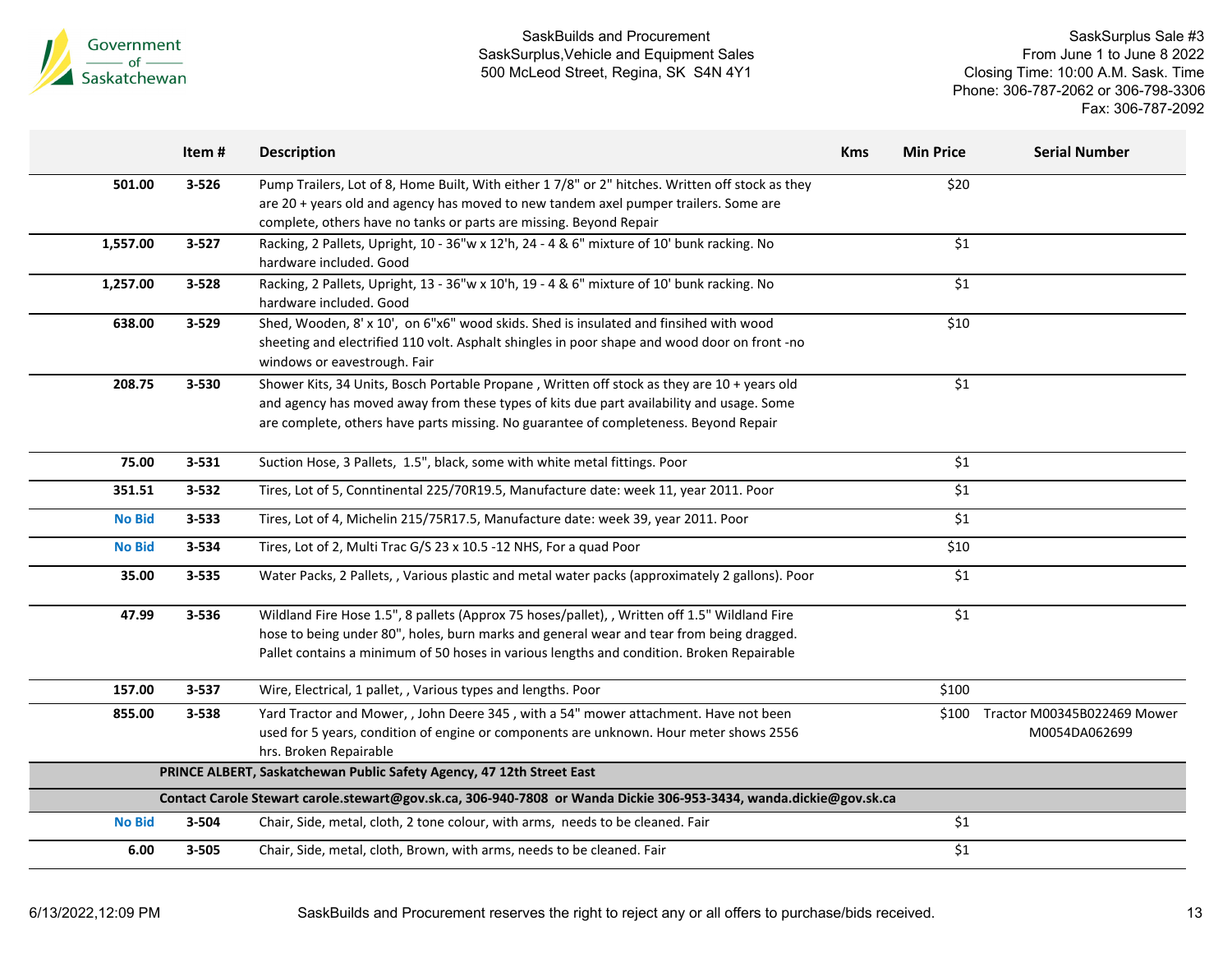| | Item # | Description | Kms | Min Price | Serial Number |
|---|---|---|---|---|---|
| 501.00 | 3-526 | Pump Trailers, Lot of 8, Home Built, With either 1 7/8" or 2" hitches. Written off stock as they are 20 + years old and agency has moved to new tandem axel pumper trailers. Some are complete, others have no tanks or parts are missing. Beyond Repair | | $20 | |
| 1,557.00 | 3-527 | Racking, 2 Pallets, Upright, 10 - 36"w x 12'h, 24 - 4 & 6" mixture of 10' bunk racking. No hardware included. Good | | $1 | |
| 1,257.00 | 3-528 | Racking, 2 Pallets, Upright, 13 - 36"w x 10'h, 19 - 4 & 6" mixture of 10' bunk racking. No hardware included. Good | | $1 | |
| 638.00 | 3-529 | Shed, Wooden, 8' x 10', on 6"x6" wood skids. Shed is insulated and finsihed with wood sheeting and electrified 110 volt. Asphalt shingles in poor shape and wood door on front -no windows or eavestrough. Fair | | $10 | |
| 208.75 | 3-530 | Shower Kits, 34 Units, Bosch Portable Propane , Written off stock as they are 10 + years old and agency has moved away from these types of kits due part availability and usage. Some are complete, others have parts missing. No guarantee of completeness. Beyond Repair | | $1 | |
| 75.00 | 3-531 | Suction Hose, 3 Pallets, 1.5", black, some with white metal fittings. Poor | | $1 | |
| 351.51 | 3-532 | Tires, Lot of 5, Conntinental 225/70R19.5, Manufacture date: week 11, year 2011. Poor | | $1 | |
| No Bid | 3-533 | Tires, Lot of 4, Michelin 215/75R17.5, Manufacture date: week 39, year 2011. Poor | | $1 | |
| No Bid | 3-534 | Tires, Lot of 2, Multi Trac G/S 23 x 10.5 -12 NHS, For a quad Poor | | $10 | |
| 35.00 | 3-535 | Water Packs, 2 Pallets, , Various plastic and metal water packs (approximately 2 gallons). Poor | | $1 | |
| 47.99 | 3-536 | Wildland Fire Hose 1.5", 8 pallets (Approx 75 hoses/pallet), , Written off 1.5" Wildland Fire hose to being under 80", holes, burn marks and general wear and tear from being dragged. Pallet contains a minimum of 50 hoses in various lengths and condition. Broken Repairable | | $1 | |
| 157.00 | 3-537 | Wire, Electrical, 1 pallet, , Various types and lengths. Poor | | $100 | |
| 855.00 | 3-538 | Yard Tractor and Mower, , John Deere 345 , with a 54" mower attachment. Have not been used for 5 years, condition of engine or components are unknown. Hour meter shows 2556 hrs. Broken Repairable | | $100 | Tractor M00345B022469 Mower M0054DA062699 |
| | | **PRINCE ALBERT, Saskatchewan Public Safety Agency, 47 12th Street East** | | | |
| | | **Contact Carole Stewart carole.stewart@gov.sk.ca, 306-940-7808 or Wanda Dickie 306-953-3434, wanda.dickie@gov.sk.ca** | | | |
| No Bid | 3-504 | Chair, Side, metal, cloth, 2 tone colour, with arms, needs to be cleaned. Fair | | $1 | |
| 6.00 | 3-505 | Chair, Side, metal, cloth, Brown, with arms, needs to be cleaned. Fair | | $1 | |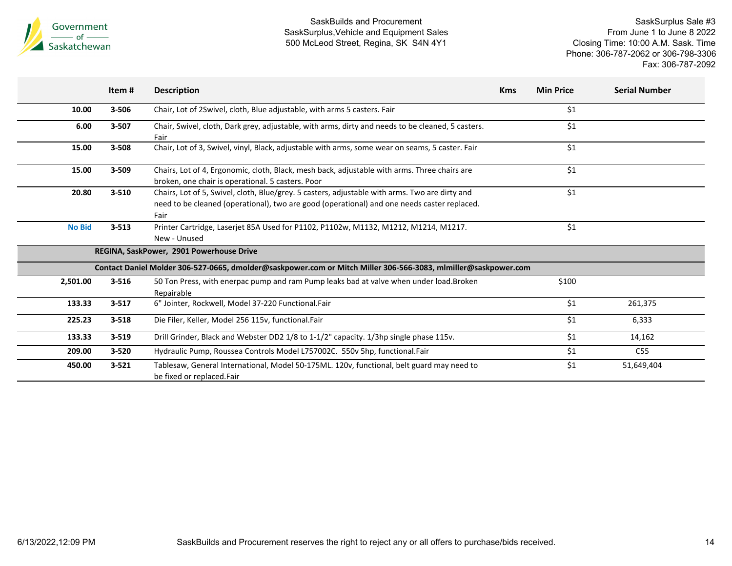| | Item # | Description | Kms | Min Price | Serial Number |
|---|---|---|---|---|---|
| 10.00 | 3-506 | Chair, Lot of 2Swivel, cloth, Blue adjustable, with arms 5 casters. Fair | | $1 | |
| 6.00 | 3-507 | Chair, Swivel, cloth, Dark grey, adjustable, with arms, dirty and needs to be cleaned, 5 casters. Fair | | $1 | |
| 15.00 | 3-508 | Chair, Lot of 3, Swivel, vinyl, Black, adjustable with arms, some wear on seams, 5 caster. Fair | | $1 | |
| 15.00 | 3-509 | Chairs, Lot of 4, Ergonomic, cloth, Black, mesh back, adjustable with arms. Three chairs are broken, one chair is operational. 5 casters. Poor | | $1 | |
| 20.80 | 3-510 | Chairs, Lot of 5, Swivel, cloth, Blue/grey. 5 casters, adjustable with arms. Two are dirty and need to be cleaned (operational), two are good (operational) and one needs caster replaced. Fair | | $1 | |
| No Bid | 3-513 | Printer Cartridge, Laserjet 85A Used for P1102, P1102w, M1132, M1212, M1214, M1217. New - Unused | | $1 | |
| | **REGINA, SaskPower, 2901 Powerhouse Drive** | | | | |
| | **Contact Daniel Molder 306-527-0665, dmolder@saskpower.com or Mitch Miller 306-566-3083, mlmiller@saskpower.com** | | | | |
| 2,501.00 | 3-516 | 50 Ton Press, with enerpac pump and ram Pump leaks bad at valve when under load.Broken Repairable | | $100 | |
| 133.33 | 3-517 | 6" Jointer, Rockwell, Model 37-220 Functional.Fair | | $1 | 261,375 |
| 225.23 | 3-518 | Die Filer, Keller, Model 256 115v, functional.Fair | | $1 | 6,333 |
| 133.33 | 3-519 | Drill Grinder, Black and Webster DD2 1/8 to 1-1/2" capacity. 1/3hp single phase 115v. | | $1 | 14,162 |
| 209.00 | 3-520 | Hydraulic Pump, Roussea Controls Model L757002C. 550v 5hp, functional.Fair | | $1 | C55 |
| 450.00 | 3-521 | Tablesaw, General International, Model 50-175ML. 120v, functional, belt guard may need to be fixed or replaced.Fair | | $1 | 51,649,404 |

SaskBuilds and Procurement reserves the right to reject any or all offers to purchase/bids received.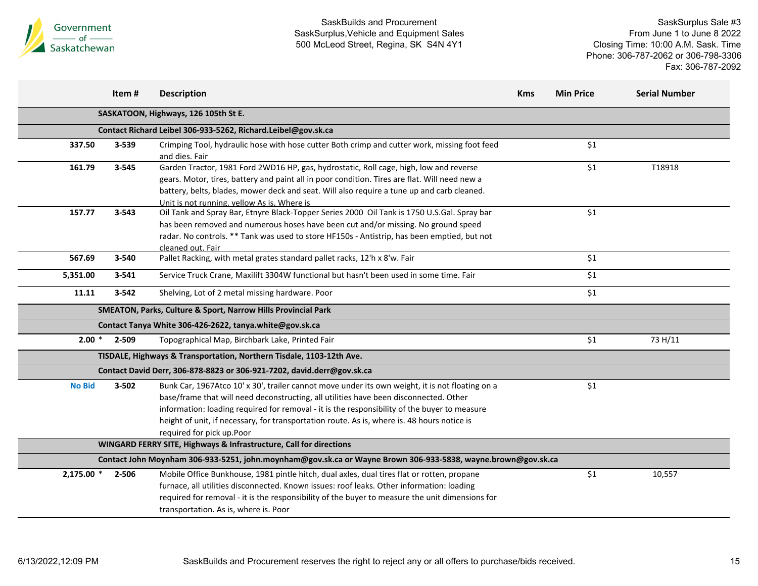Government of Saskatchewan

SaskBuilds and Procurement
SaskSurplus,Vehicle and Equipment Sales
500 McLeod Street, Regina, SK S4N 4Y1

SaskSurplus Sale #3
From June 1 to June 8 2022
Closing Time: 10:00 A.M. Sask. Time
Phone: 306-787-2062 or 306-798-3306
Fax: 306-787-2092

| | Item # | Description | Kms | Min Price | Serial Number |
|---|---|---|---|---|---|
| | | **SASKATOON, Highways, 126 105th St E.** | | | |
| | | **Contact Richard Leibel 306-933-5262, Richard.Leibel@gov.sk.ca** | | | |
| **337.50** | **3-539** | Crimping Tool, hydraulic hose with hose cutter Both crimp and cutter work, missing foot feed and dies. Fair | | $1 | |
| **161.79** | **3-545** | Garden Tractor, 1981 Ford 2WD16 HP, gas, hydrostatic, Roll cage, high, low and reverse gears. Motor, tires, battery and paint all in poor condition. Tires are flat. Will need new a battery, belts, blades, mower deck and seat. Will also require a tune up and carb cleaned. Unit is not running. yellow As is, Where is | | $1 | T18918 |
| **157.77** | **3-543** | Oil Tank and Spray Bar, Etnyre Black-Topper Series 2000 Oil Tank is 1750 U.S.Gal. Spray bar has been removed and numerous hoses have been cut and/or missing. No ground speed radar. No controls. ** Tank was used to store HF150s - Antistrip, has been emptied, but not cleaned out. Fair | | $1 | |
| **567.69** | **3-540** | Pallet Racking, with metal grates standard pallet racks, 12'h x 8'w. Fair | | $1 | |
| **5,351.00** | **3-541** | Service Truck Crane, Maxilift 3304W functional but hasn't been used in some time. Fair | | $1 | |
| **11.11** | **3-542** | Shelving, Lot of 2 metal missing hardware. Poor | | $1 | |
| | | **SMEATON, Parks, Culture & Sport, Narrow Hills Provincial Park** | | | |
| | | **Contact Tanya White 306-426-2622, tanya.white@gov.sk.ca** | | | |
| **2.00** * | **2-509** | Topographical Map, Birchbark Lake, Printed Fair | | $1 | 73 H/11 |
| | | **TISDALE, Highways & Transportation, Northern Tisdale, 1103-12th Ave.** | | | |
| | | **Contact David Derr, 306-878-8823 or 306-921-7202, david.derr@gov.sk.ca** | | | |
| **No Bid** | **3-502** | Bunk Car, 1967Atco 10' x 30', trailer cannot move under its own weight, it is not floating on a base/frame that will need deconstructing, all utilities have been disconnected. Other information: loading required for removal - it is the responsibility of the buyer to measure height of unit, if necessary, for transportation route. As is, where is. 48 hours notice is required for pick up.Poor | | $1 | |
| | | **WINGARD FERRY SITE, Highways & Infrastructure, Call for directions** | | | |
| | | **Contact John Moynham 306-933-5251, john.moynham@gov.sk.ca or Wayne Brown 306-933-5838, wayne.brown@gov.sk.ca** | | | |
| **2,175.00** * | **2-506** | Mobile Office Bunkhouse, 1981 pintle hitch, dual axles, dual tires flat or rotten, propane furnace, all utilities disconnected. Known issues: roof leaks. Other information: loading required for removal - it is the responsibility of the buyer to measure the unit dimensions for transportation. As is, where is. Poor | | $1 | 10,557 |

SaskBuilds and Procurement reserves the right to reject any or all offers to purchase/bids received.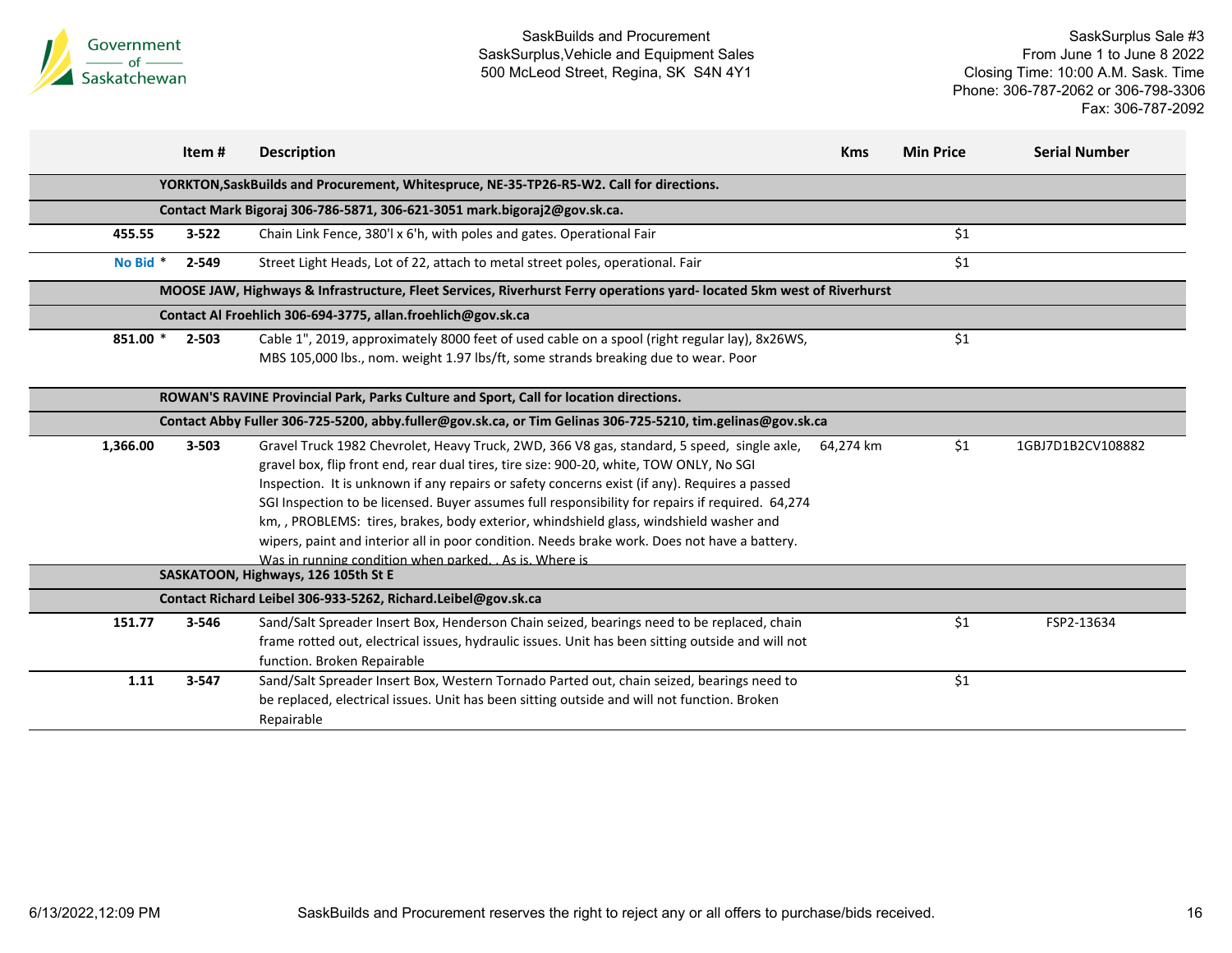| | Item # | Description | Kms | Min Price | Serial Number |
|---|---|---|---|---|---|
| | | **YORKTON,SaskBuilds and Procurement, Whitespruce, NE-35-TP26-R5-W2. Call for directions.** | | | |
| | | **Contact Mark Bigoraj 306-786-5871, 306-621-3051 mark.bigoraj2@gov.sk.ca.** | | | |
| 455.55 | 3-522 | Chain Link Fence, 380'l x 6'h, with poles and gates. Operational Fair | | $1 | |
| No Bid * | 2-549 | Street Light Heads, Lot of 22, attach to metal street poles, operational. Fair | | $1 | |
| | | **MOOSE JAW, Highways & Infrastructure, Fleet Services, Riverhurst Ferry operations yard- located 5km west of Riverhurst** | | | |
| | | **Contact Al Froehlich 306-694-3775, allan.froehlich@gov.sk.ca** | | | |
| 851.00 * | 2-503 | Cable 1", 2019, approximately 8000 feet of used cable on a spool (right regular lay), 8x26WS, MBS 105,000 lbs., nom. weight 1.97 lbs/ft, some strands breaking due to wear. Poor | | $1 | |
| | | **ROWAN'S RAVINE Provincial Park, Parks Culture and Sport, Call for location directions.** | | | |
| | | **Contact Abby Fuller 306-725-5200, abby.fuller@gov.sk.ca, or Tim Gelinas 306-725-5210, tim.gelinas@gov.sk.ca** | | | |
| 1,366.00 | 3-503 | Gravel Truck 1982 Chevrolet, Heavy Truck, 2WD, 366 V8 gas, standard, 5 speed, single axle, gravel box, flip front end, rear dual tires, tire size: 900-20, white, TOW ONLY, No SGI Inspection. It is unknown if any repairs or safety concerns exist (if any). Requires a passed SGI Inspection to be licensed. Buyer assumes full responsibility for repairs if required. 64,274 km, , PROBLEMS: tires, brakes, body exterior, whindshield glass, windshield washer and wipers, paint and interior all in poor condition. Needs brake work. Does not have a battery. Was in running condition when parked. . As is, Where is | 64,274 km | $1 | 1GBJ7D1B2CV108882 |
| | | **SASKATOON, Highways, 126 105th St E** | | | |
| | | **Contact Richard Leibel 306-933-5262, Richard.Leibel@gov.sk.ca** | | | |
| 151.77 | 3-546 | Sand/Salt Spreader Insert Box, Henderson Chain seized, bearings need to be replaced, chain frame rotted out, electrical issues, hydraulic issues. Unit has been sitting outside and will not function. Broken Repairable | | $1 | FSP2-13634 |
| 1.11 | 3-547 | Sand/Salt Spreader Insert Box, Western Tornado Parted out, chain seized, bearings need to be replaced, electrical issues. Unit has been sitting outside and will not function. Broken Repairable | | $1 | |

SaskBuilds and Procurement reserves the right to reject any or all offers to purchase/bids received.